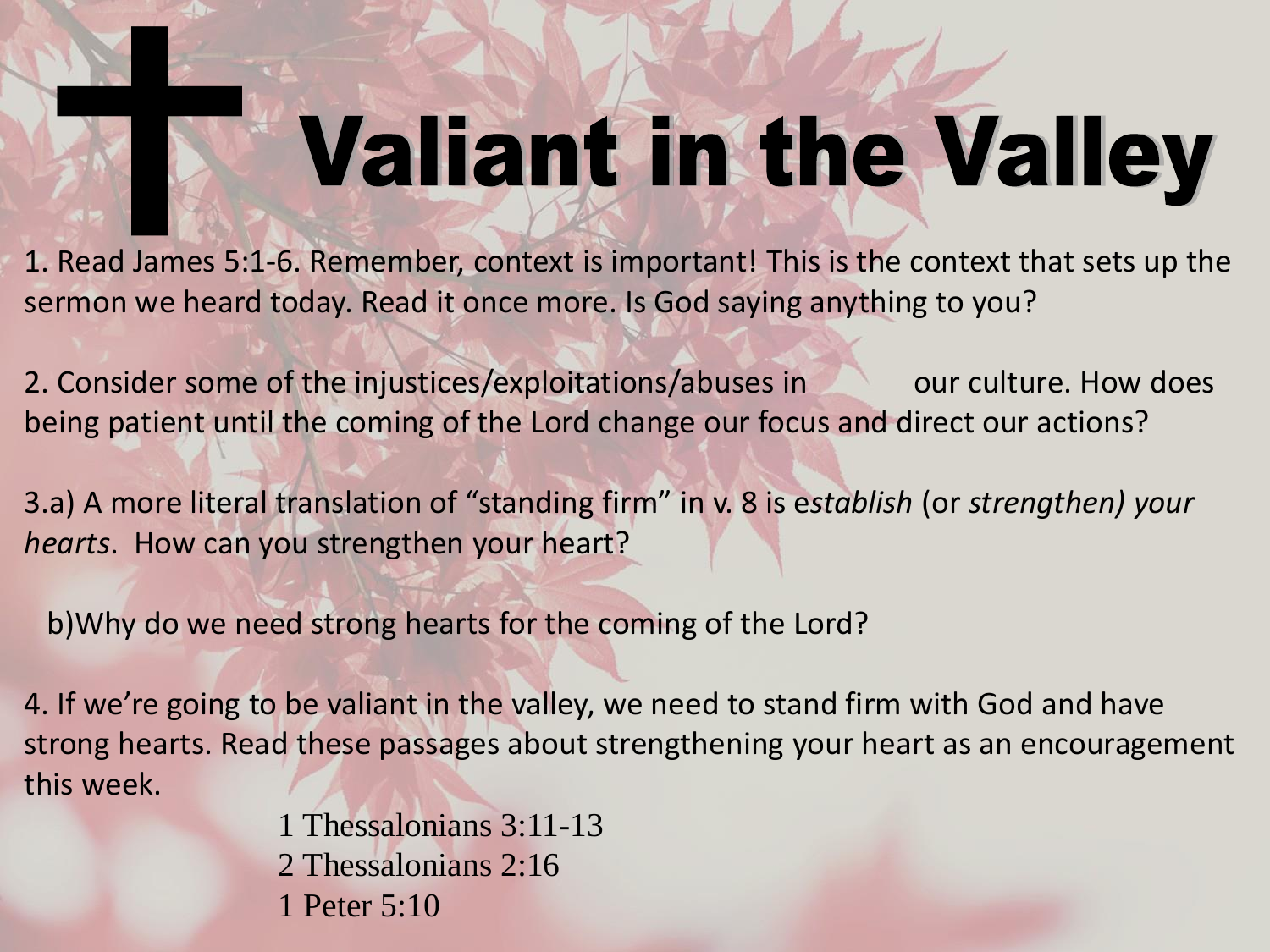# Valiant in the Valley

1. Read James 5:1-6. Remember, context is important! This is the context that sets up the sermon we heard today. Read it once more. Is God saying anything to you?

2. Consider some of the injustices/exploitations/abuses in our culture. How does being patient until the coming of the Lord change our focus and direct our actions?

3.a) A more literal translation of "standing firm" in v. 8 is e*stablish* (or *strengthen) your hearts*. How can you strengthen your heart?

b)Why do we need strong hearts for the coming of the Lord?

4. If we're going to be valiant in the valley, we need to stand firm with God and have strong hearts. Read these passages about strengthening your heart as an encouragement this week.

1 Thessalonians 3:11-13
2 Thessalonians 2:16
1 Peter 5:10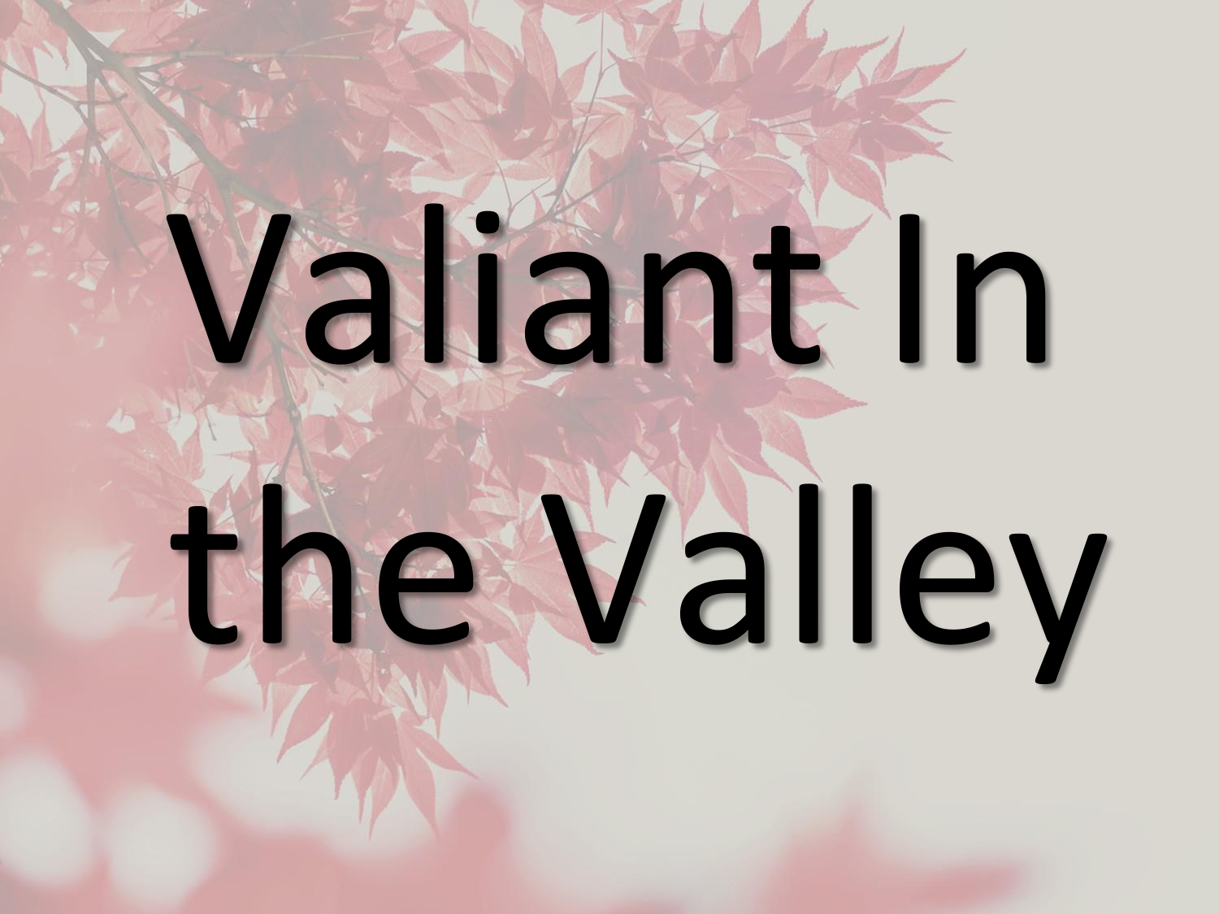# Valiant In the Valley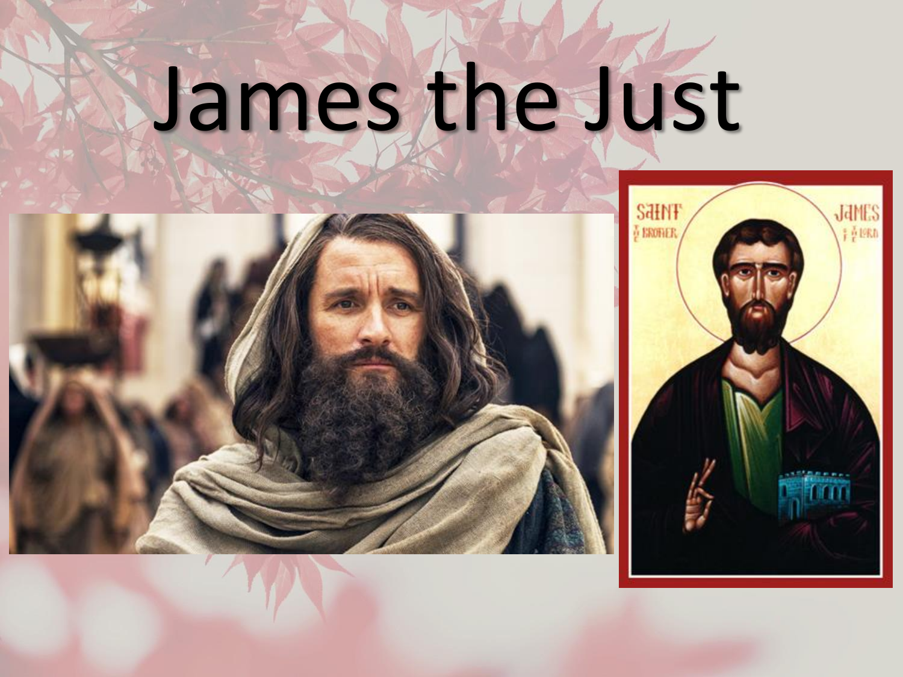# James the Just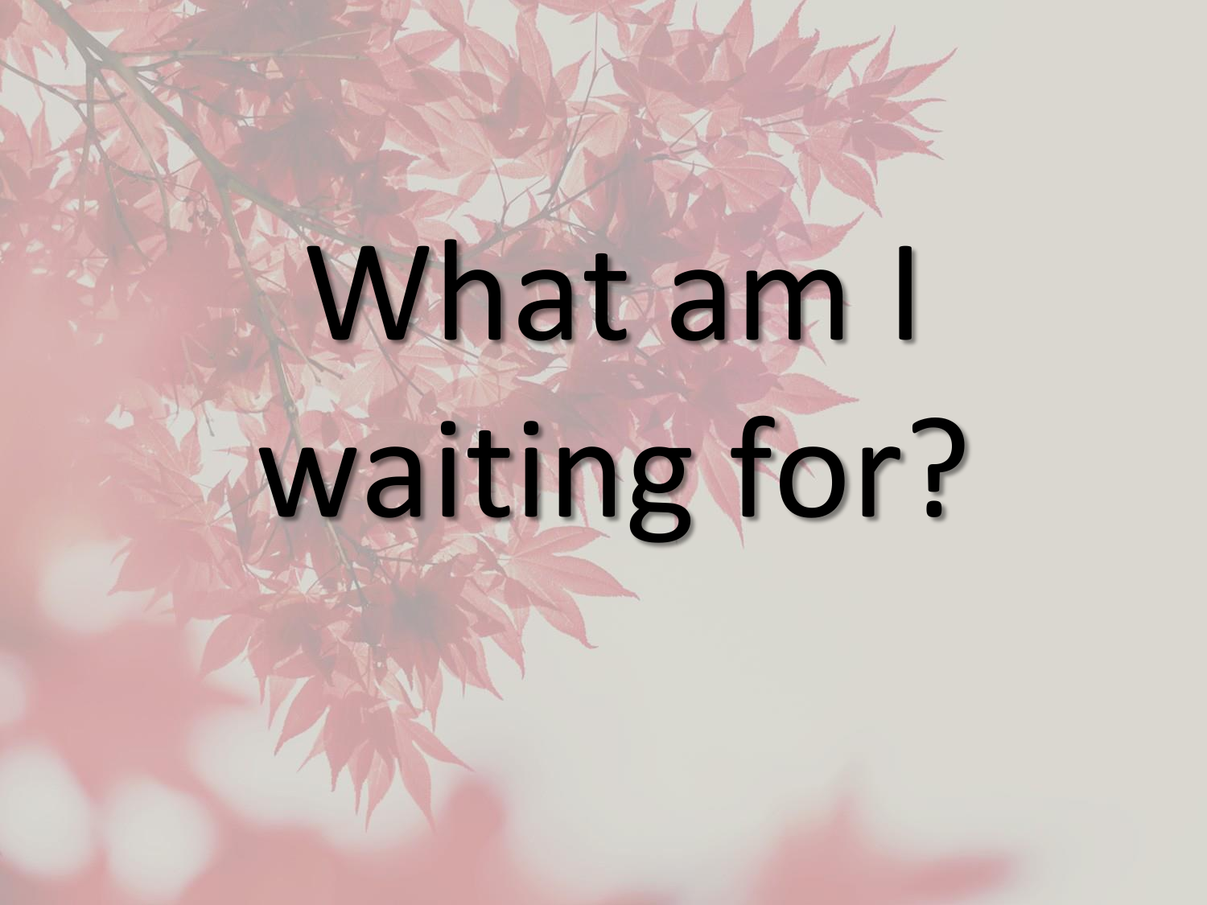# What am I waiting for?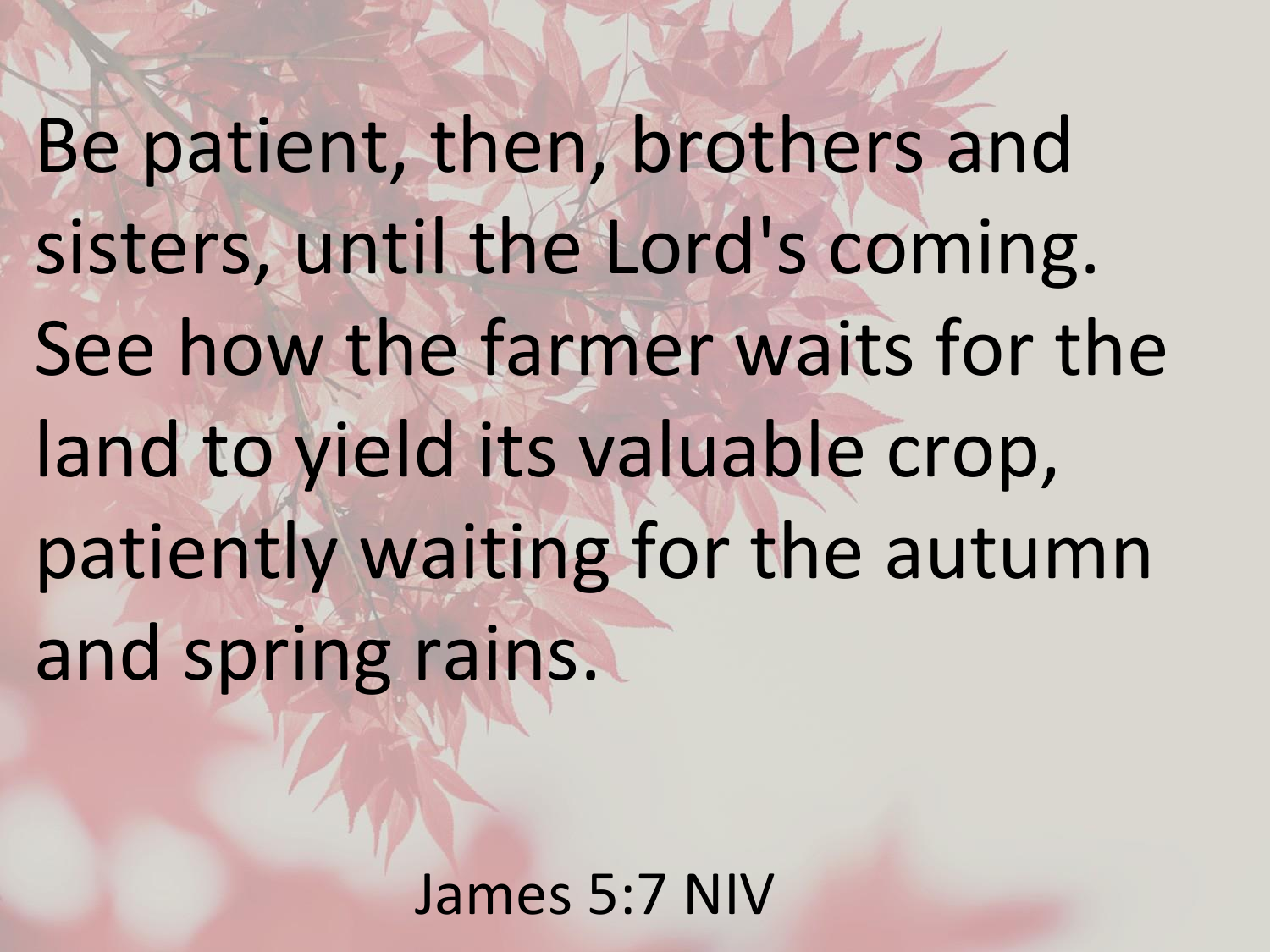Be patient, then, brothers and sisters, until the Lord's coming. See how the farmer waits for the land to yield its valuable crop, patiently waiting for the autumn and spring rains.

James 5:7 NIV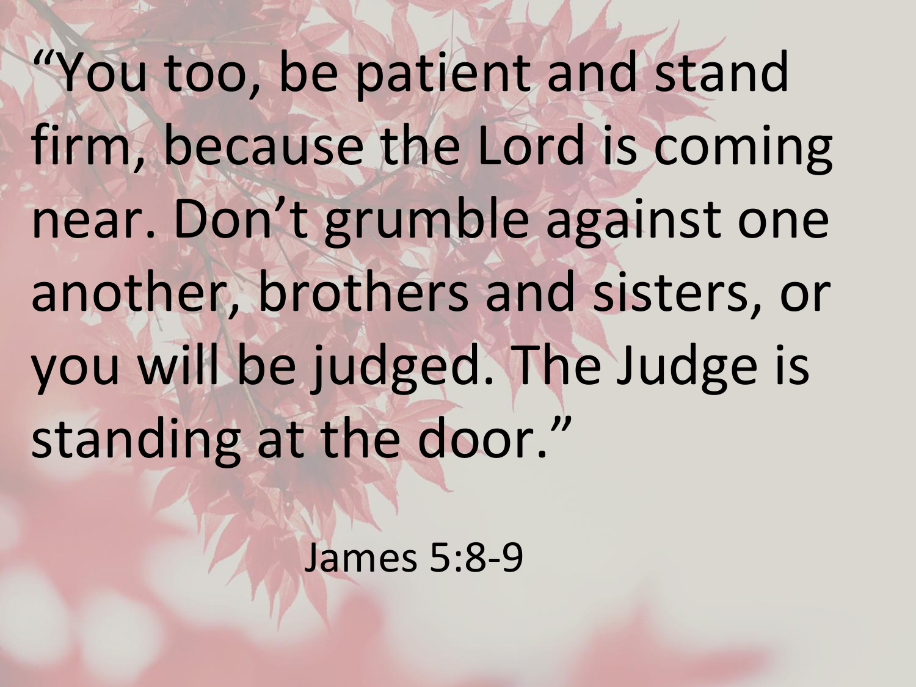"You too, be patient and stand firm, because the Lord is coming near. Don't grumble against one another, brothers and sisters, or you will be judged. The Judge is standing at the door."

James 5:8-9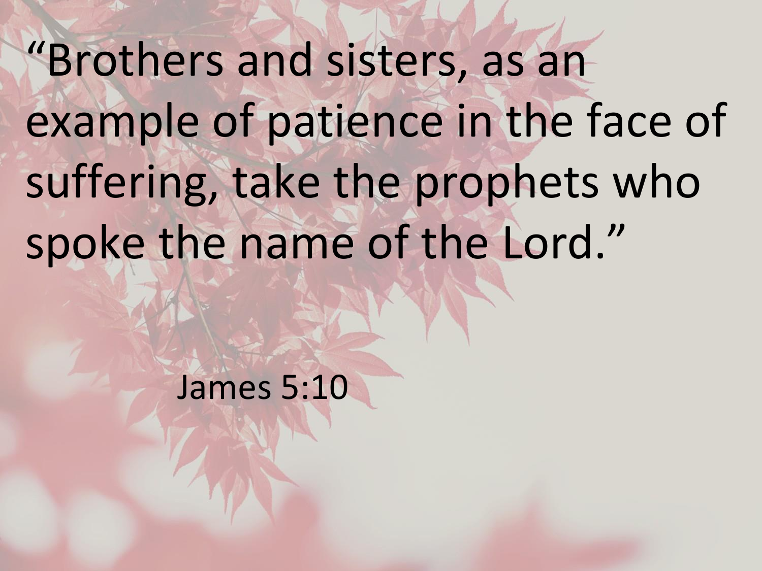"Brothers and sisters, as an example of patience in the face of suffering, take the prophets who spoke the name of the Lord."

James 5:10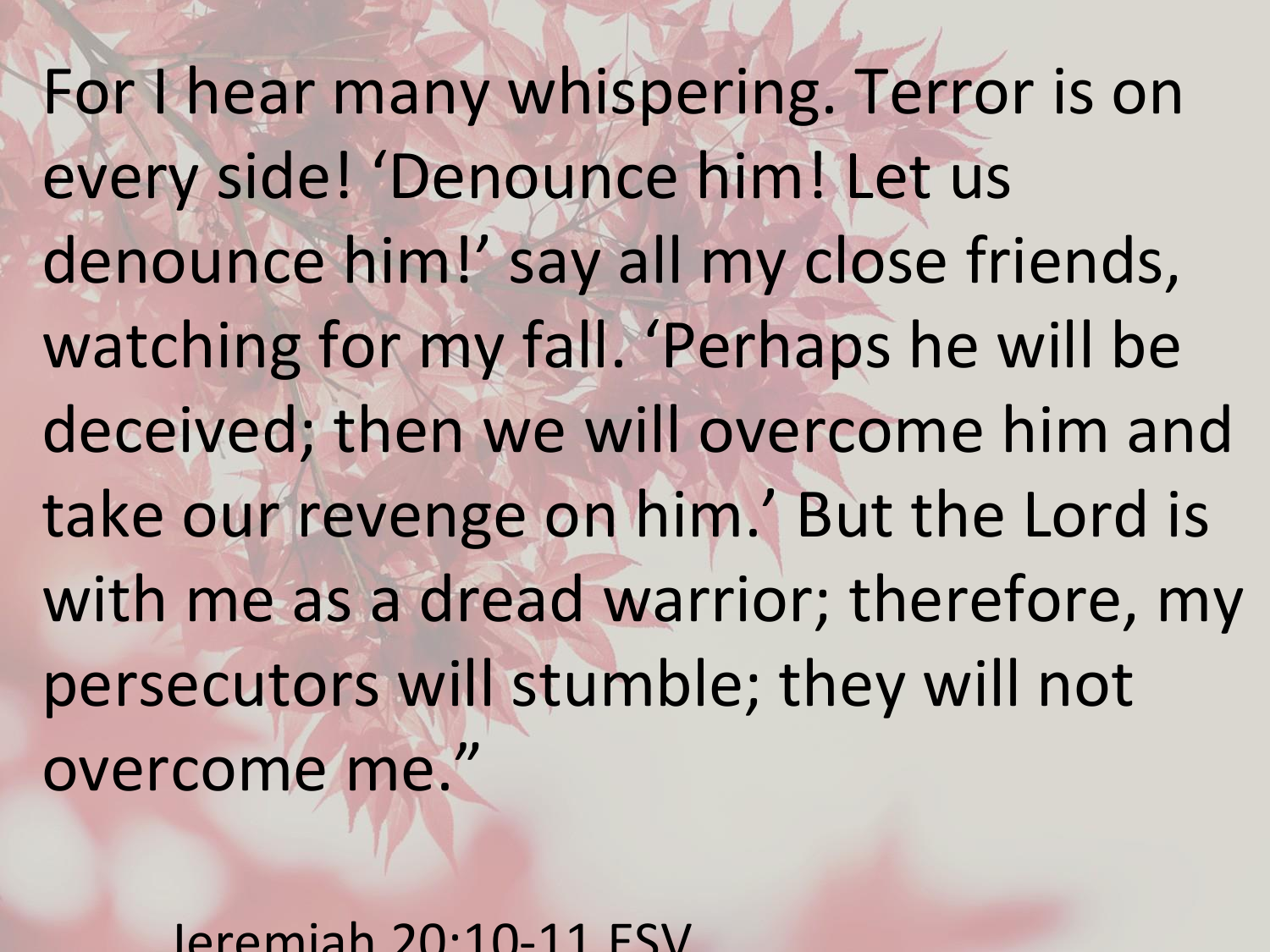For I hear many whispering. Terror is on every side! 'Denounce him! Let us denounce him!' say all my close friends, watching for my fall. 'Perhaps he will be deceived; then we will overcome him and take our revenge on him.' But the Lord is with me as a dread warrior; therefore, my persecutors will stumble; they will not overcome me."

Jeremiah 20:10-11 ESV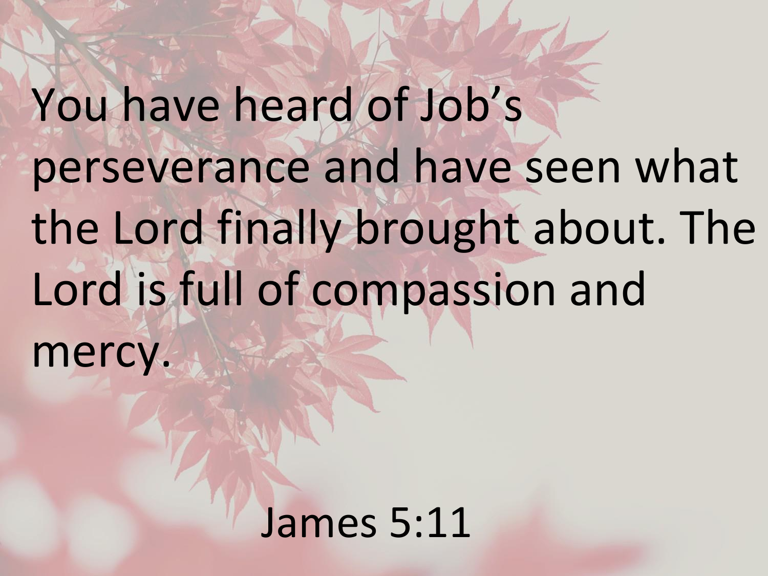You have heard of Job’s perseverance and have seen what the Lord finally brought about. The Lord is full of compassion and mercy.

James 5:11